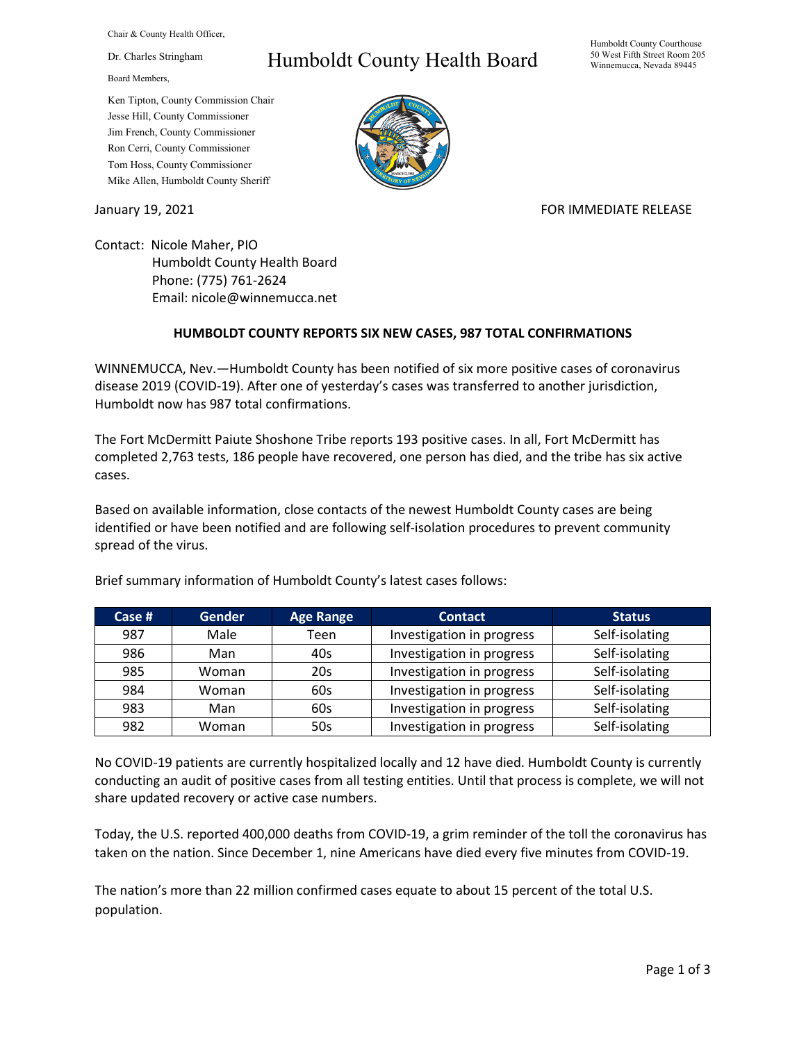Chair & County Health Officer,

Dr. Charles Stringham

Board Members,

Ken Tipton, County Commission Chair
Jesse Hill, County Commissioner
Jim French, County Commissioner
Ron Cerri, County Commissioner
Tom Hoss, County Commissioner
Mike Allen, Humboldt County Sheriff

# Humboldt County Health Board

Humboldt County Courthouse
50 West Fifth Street Room 205
Winnemucca, Nevada 89445

January 19, 2021

FOR IMMEDIATE RELEASE

Contact: Nicole Maher, PIO
Humboldt County Health Board
Phone: (775) 761-2624
Email: nicole@winnemucca.net

## HUMBOLDT COUNTY REPORTS SIX NEW CASES, 987 TOTAL CONFIRMATIONS

WINNEMUCCA, Nev.—Humboldt County has been notified of six more positive cases of coronavirus disease 2019 (COVID-19). After one of yesterday's cases was transferred to another jurisdiction, Humboldt now has 987 total confirmations.

The Fort McDermitt Paiute Shoshone Tribe reports 193 positive cases. In all, Fort McDermitt has completed 2,763 tests, 186 people have recovered, one person has died, and the tribe has six active cases.

Based on available information, close contacts of the newest Humboldt County cases are being identified or have been notified and are following self-isolation procedures to prevent community spread of the virus.

Brief summary information of Humboldt County's latest cases follows:

| Case # | Gender | Age Range | Contact | Status |
|---|---|---|---|---|
| 987 | Male | Teen | Investigation in progress | Self-isolating |
| 986 | Man | 40s | Investigation in progress | Self-isolating |
| 985 | Woman | 20s | Investigation in progress | Self-isolating |
| 984 | Woman | 60s | Investigation in progress | Self-isolating |
| 983 | Man | 60s | Investigation in progress | Self-isolating |
| 982 | Woman | 50s | Investigation in progress | Self-isolating |

No COVID-19 patients are currently hospitalized locally and 12 have died. Humboldt County is currently conducting an audit of positive cases from all testing entities. Until that process is complete, we will not share updated recovery or active case numbers.

Today, the U.S. reported 400,000 deaths from COVID-19, a grim reminder of the toll the coronavirus has taken on the nation. Since December 1, nine Americans have died every five minutes from COVID-19.

The nation's more than 22 million confirmed cases equate to about 15 percent of the total U.S. population.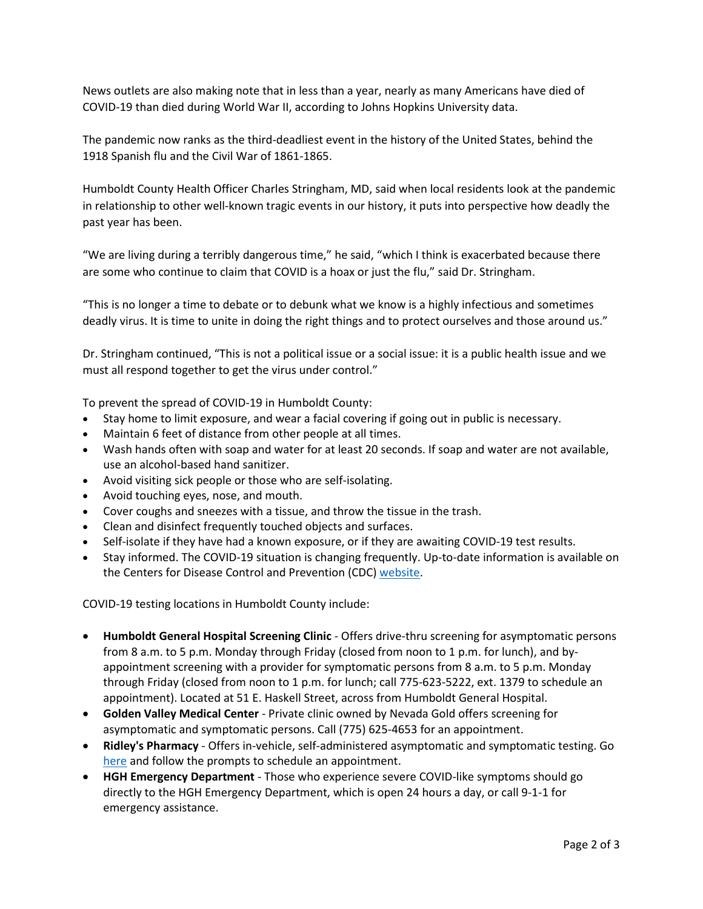News outlets are also making note that in less than a year, nearly as many Americans have died of COVID-19 than died during World War II, according to Johns Hopkins University data.

The pandemic now ranks as the third-deadliest event in the history of the United States, behind the 1918 Spanish flu and the Civil War of 1861-1865.

Humboldt County Health Officer Charles Stringham, MD, said when local residents look at the pandemic in relationship to other well-known tragic events in our history, it puts into perspective how deadly the past year has been.

"We are living during a terribly dangerous time," he said, "which I think is exacerbated because there are some who continue to claim that COVID is a hoax or just the flu," said Dr. Stringham.

"This is no longer a time to debate or to debunk what we know is a highly infectious and sometimes deadly virus. It is time to unite in doing the right things and to protect ourselves and those around us."

Dr. Stringham continued, "This is not a political issue or a social issue: it is a public health issue and we must all respond together to get the virus under control."

To prevent the spread of COVID-19 in Humboldt County:

- Stay home to limit exposure, and wear a facial covering if going out in public is necessary.
- Maintain 6 feet of distance from other people at all times.
- Wash hands often with soap and water for at least 20 seconds. If soap and water are not available, use an alcohol-based hand sanitizer.
- Avoid visiting sick people or those who are self-isolating.
- Avoid touching eyes, nose, and mouth.
- Cover coughs and sneezes with a tissue, and throw the tissue in the trash.
- Clean and disinfect frequently touched objects and surfaces.
- Self-isolate if they have had a known exposure, or if they are awaiting COVID-19 test results.
- Stay informed. The COVID-19 situation is changing frequently. Up-to-date information is available on the Centers for Disease Control and Prevention (CDC) website.

COVID-19 testing locations in Humboldt County include:

- **Humboldt General Hospital Screening Clinic** - Offers drive-thru screening for asymptomatic persons from 8 a.m. to 5 p.m. Monday through Friday (closed from noon to 1 p.m. for lunch), and by-appointment screening with a provider for symptomatic persons from 8 a.m. to 5 p.m. Monday through Friday (closed from noon to 1 p.m. for lunch; call 775-623-5222, ext. 1379 to schedule an appointment). Located at 51 E. Haskell Street, across from Humboldt General Hospital.
- **Golden Valley Medical Center** - Private clinic owned by Nevada Gold offers screening for asymptomatic and symptomatic persons. Call (775) 625-4653 for an appointment.
- **Ridley's Pharmacy** - Offers in-vehicle, self-administered asymptomatic and symptomatic testing. Go here and follow the prompts to schedule an appointment.
- **HGH Emergency Department** - Those who experience severe COVID-like symptoms should go directly to the HGH Emergency Department, which is open 24 hours a day, or call 9-1-1 for emergency assistance.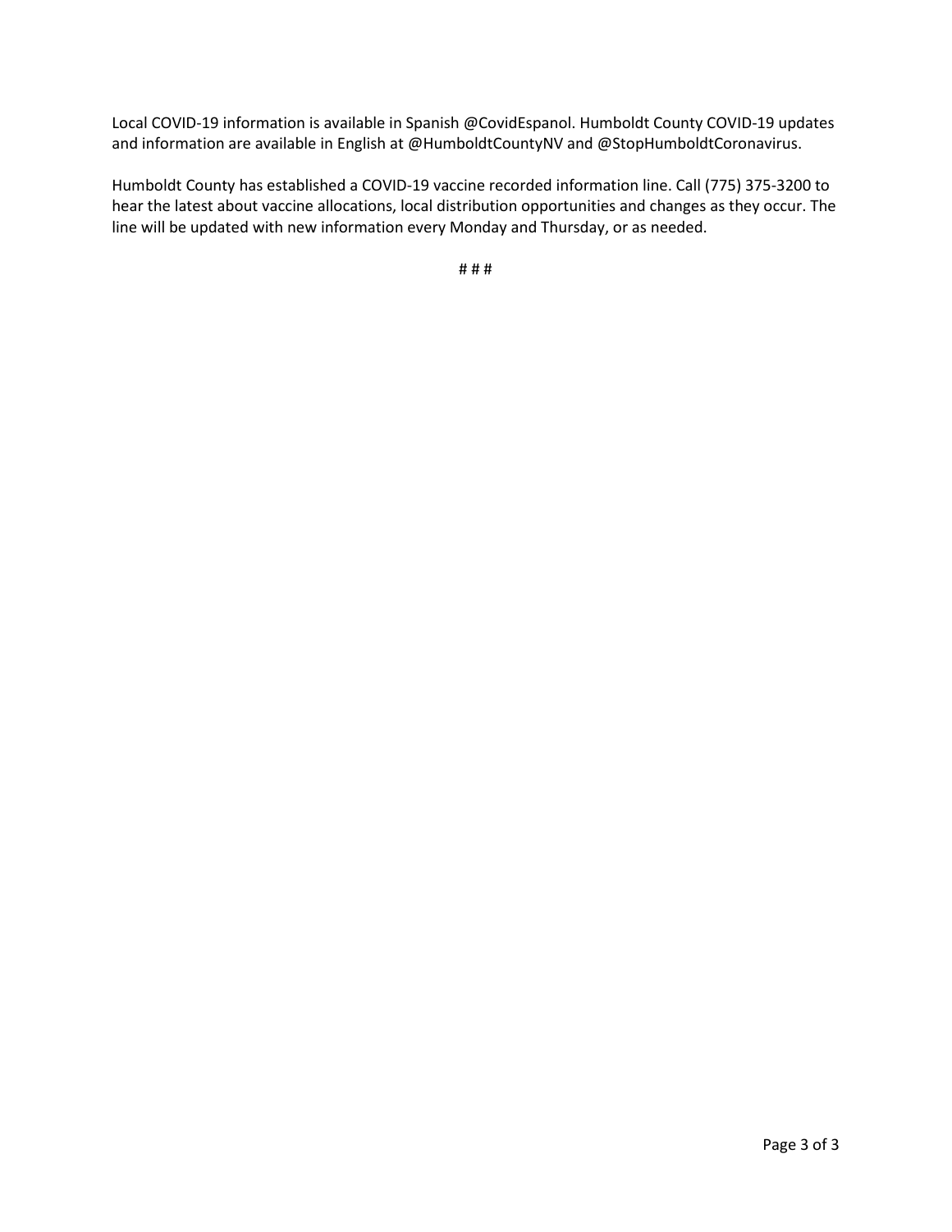Local COVID-19 information is available in Spanish @CovidEspanol. Humboldt County COVID-19 updates and information are available in English at @HumboldtCountyNV and @StopHumboldtCoronavirus.

Humboldt County has established a COVID-19 vaccine recorded information line. Call (775) 375-3200 to hear the latest about vaccine allocations, local distribution opportunities and changes as they occur. The line will be updated with new information every Monday and Thursday, or as needed.

# # #